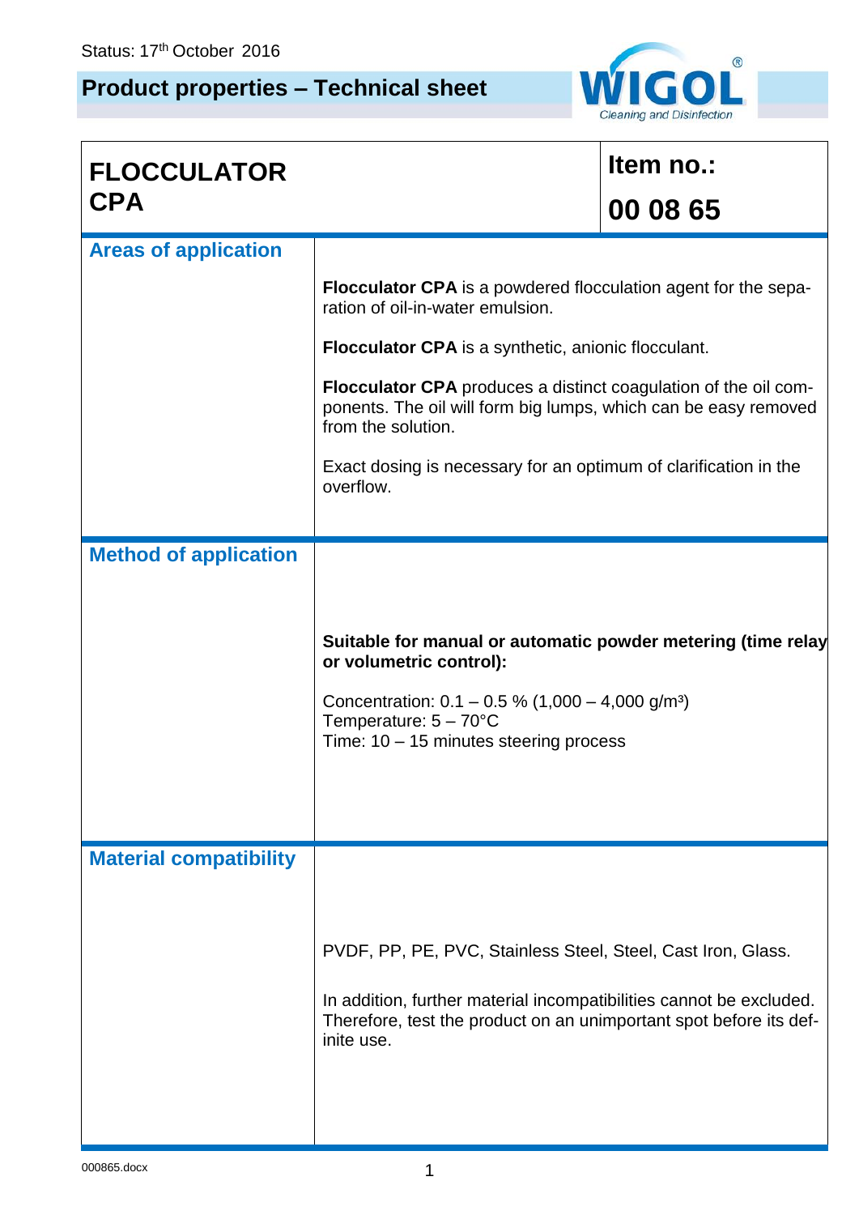Status: 17th October 2016

# Product properties – Technical sheet

WIGOL® Cleaning and Disinfection

| FLOCCULATOR CPA | Item no.: 00 08 65 |
|---|---|

## Areas of application

**Flocculator CPA** is a powdered flocculation agent for the separation of oil-in-water emulsion.

**Flocculator CPA** is a synthetic, anionic flocculant.

**Flocculator CPA** produces a distinct coagulation of the oil components. The oil will form big lumps, which can be easy removed from the solution.

Exact dosing is necessary for an optimum of clarification in the overflow.

## Method of application

**Suitable for manual or automatic powder metering (time relay or volumetric control):**

Concentration: 0.1 – 0.5 % (1,000 – 4,000 g/m³)
Temperature: 5 – 70°C
Time: 10 – 15 minutes steering process

## Material compatibility

PVDF, PP, PE, PVC, Stainless Steel, Steel, Cast Iron, Glass.

In addition, further material incompatibilities cannot be excluded. Therefore, test the product on an unimportant spot before its definite use.

000865.docx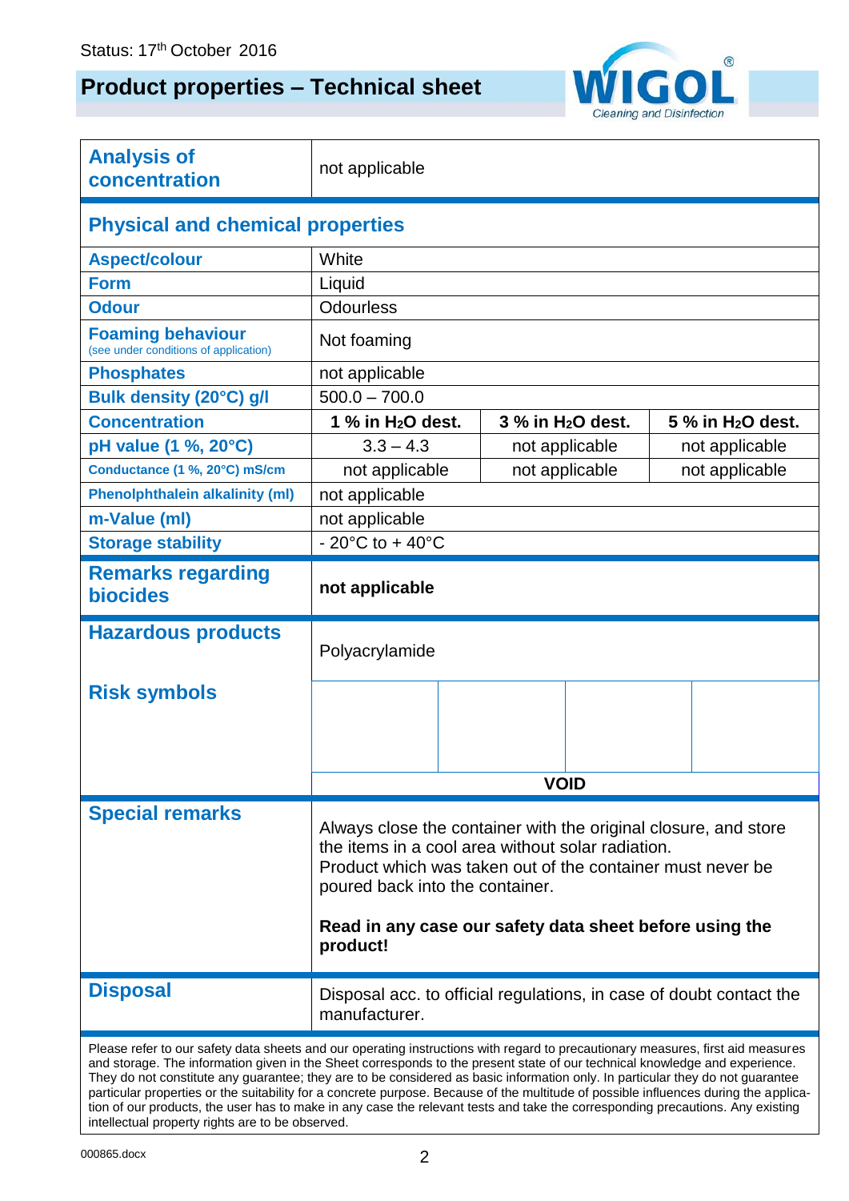Status: 17th October 2016

# Product properties – Technical sheet

WIGOL® Cleaning and Disinfection

| | | | |
|---|---|---|---|
| **Analysis of concentration** | not applicable | | |
| **Physical and chemical properties** | | | |
| **Aspect/colour** | White | | |
| **Form** | Liquid | | |
| **Odour** | Odourless | | |
| **Foaming behaviour** (see under conditions of application) | Not foaming | | |
| **Phosphates** | not applicable | | |
| **Bulk density (20°C) g/l** | 500.0 – 700.0 | | |
| **Concentration** | **1 % in $H_2O$ dest.** | **3 % in $H_2O$ dest.** | **5 % in $H_2O$ dest.** |
| **pH value (1 %, 20°C)** | 3.3 – 4.3 | not applicable | not applicable |
| **Conductance (1 %, 20°C) mS/cm** | not applicable | not applicable | not applicable |
| **Phenolphthalein alkalinity (ml)** | not applicable | | |
| **m-Value (ml)** | not applicable | | |
| **Storage stability** | - 20°C to + 40°C | | |
| **Remarks regarding biocides** | **not applicable** | | |
| **Hazardous products** | Polyacrylamide | | |
| **Risk symbols** | **VOID** | | |
| **Special remarks** | Always close the container with the original closure, and store the items in a cool area without solar radiation. Product which was taken out of the container must never be poured back into the container. **Read in any case our safety data sheet before using the product!** | | |
| **Disposal** | Disposal acc. to official regulations, in case of doubt contact the manufacturer. | | |

Please refer to our safety data sheets and our operating instructions with regard to precautionary measures, first aid measures and storage. The information given in the Sheet corresponds to the present state of our technical knowledge and experience. They do not constitute any guarantee; they are to be considered as basic information only. In particular they do not guarantee particular properties or the suitability for a concrete purpose. Because of the multitude of possible influences during the application of our products, the user has to make in any case the relevant tests and take the corresponding precautions. Any existing intellectual property rights are to be observed.

000865.docx